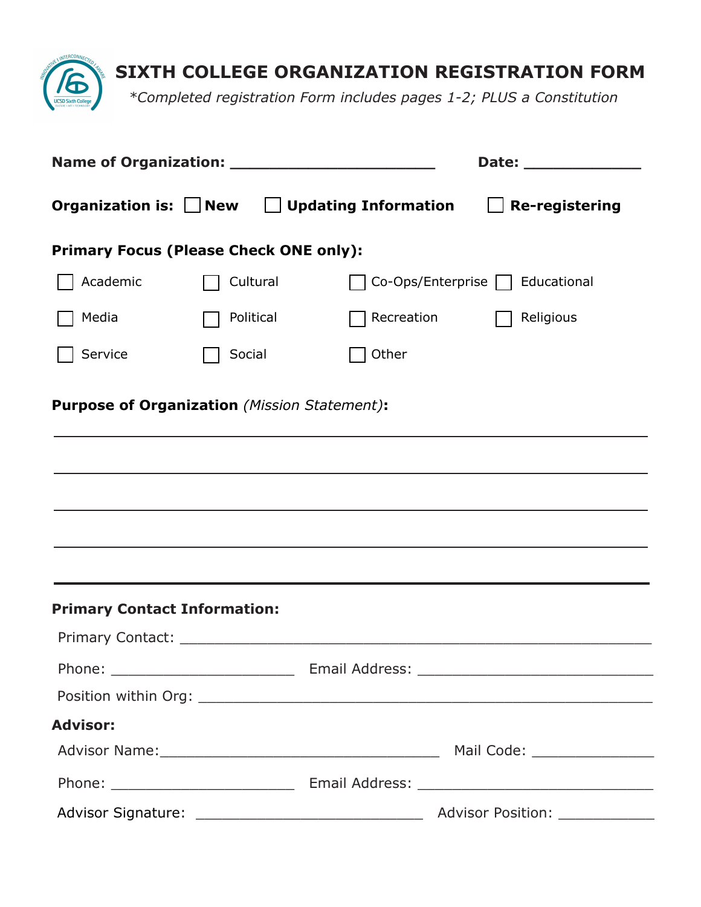# SIXTH COLLEGE ORGANIZATION REGISTRATION FORM

*\*Completed registration Form includes pages 1-2; PLUS a Constitution*

**Name of Organization:** ______________________ **Date:** _____________

**Organization is:** ☐ **New** ☐ **Updating Information** ☐ **Re-registering**

**Primary Focus (Please Check ONE only):**

☐ Academic ☐ Cultural ☐ Co-Ops/Enterprise ☐ Educational

☐ Media ☐ Political ☐ Recreation ☐ Religious

☐ Service ☐ Social ☐ Other

**Purpose of Organization** *(Mission Statement)***:**

_____________________________________________________________________

_____________________________________________________________________

_____________________________________________________________________

_____________________________________________________________________

_____________________________________________________________________

**Primary Contact Information:**

Primary Contact: ____________________________________________________

Phone: _____________________ Email Address: ____________________________

Position within Org: _________________________________________________

**Advisor:**

Advisor Name:__________________________________ Mail Code: ______________

Phone: _____________________ Email Address: ____________________________

Advisor Signature: ___________________________ Advisor Position: ___________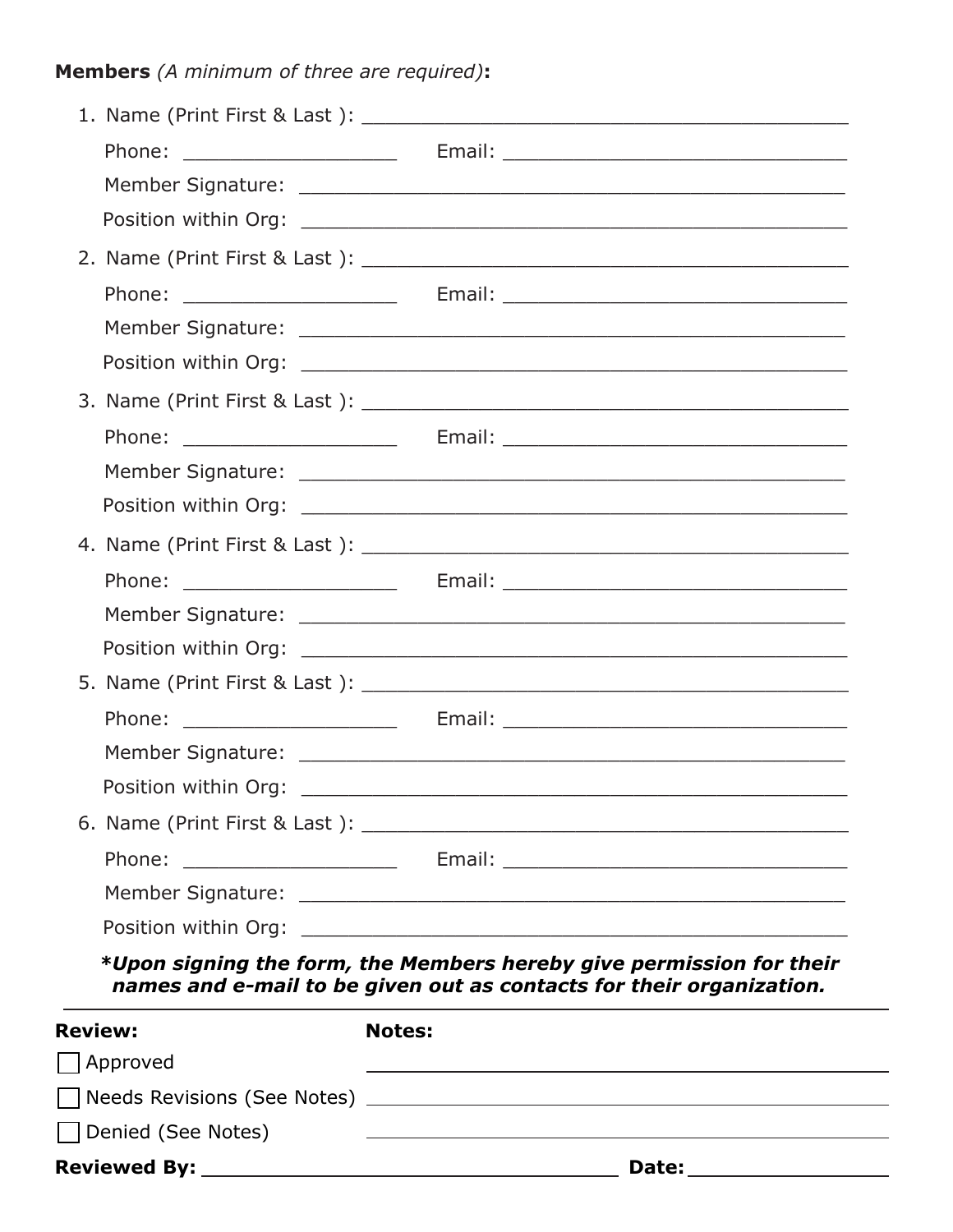**Members** *(A minimum of three are required)***:**

1. Name (Print First & Last ): ____________________________________________

   Phone: ___________________ Email: _______________________________

   Member Signature: _________________________________________________

   Position within Org: _______________________________________________

2. Name (Print First & Last ): ____________________________________________

   Phone: ___________________ Email: _______________________________

   Member Signature: _________________________________________________

   Position within Org: _______________________________________________

3. Name (Print First & Last ): ____________________________________________

   Phone: ___________________ Email: _______________________________

   Member Signature: _________________________________________________

   Position within Org: _______________________________________________

4. Name (Print First & Last ): ____________________________________________

   Phone: ___________________ Email: _______________________________

   Member Signature: _________________________________________________

   Position within Org: _______________________________________________

5. Name (Print First & Last ): ____________________________________________

   Phone: ___________________ Email: _______________________________

   Member Signature: _________________________________________________

   Position within Org: _______________________________________________

6. Name (Print First & Last ): ____________________________________________

   Phone: ___________________ Email: _______________________________

   Member Signature: _________________________________________________

   Position within Org: _______________________________________________

***Upon signing the form, the Members hereby give permission for their names and e-mail to be given out as contacts for their organization.***

---

**Review:**

- ☐ Approved
- ☐ Needs Revisions (See Notes)
- ☐ Denied (See Notes)

**Notes:**

_______________________________________________

_______________________________________________

_______________________________________________

**Reviewed By:** ____________________________________ **Date:** _________________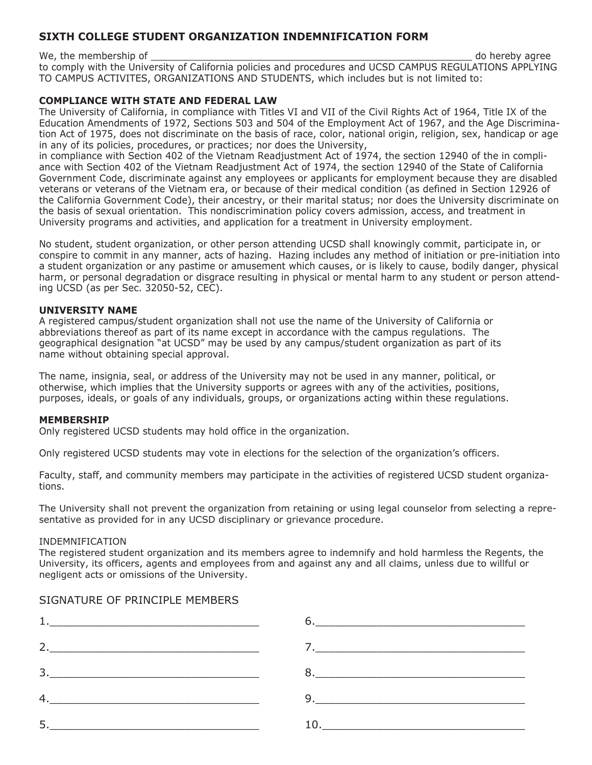## SIXTH COLLEGE STUDENT ORGANIZATION INDEMNIFICATION FORM

We, the membership of ________________________________________________________ do hereby agree to comply with the University of California policies and procedures and UCSD CAMPUS REGULATIONS APPLYING TO CAMPUS ACTIVITES, ORGANIZATIONS AND STUDENTS, which includes but is not limited to:

**COMPLIANCE WITH STATE AND FEDERAL LAW**

The University of California, in compliance with Titles VI and VII of the Civil Rights Act of 1964, Title IX of the Education Amendments of 1972, Sections 503 and 504 of the Employment Act of 1967, and the Age Discrimination Act of 1975, does not discriminate on the basis of race, color, national origin, religion, sex, handicap or age in any of its policies, procedures, or practices; nor does the University,
in compliance with Section 402 of the Vietnam Readjustment Act of 1974, the section 12940 of the in compliance with Section 402 of the Vietnam Readjustment Act of 1974, the section 12940 of the State of California Government Code, discriminate against any employees or applicants for employment because they are disabled veterans or veterans of the Vietnam era, or because of their medical condition (as defined in Section 12926 of the California Government Code), their ancestry, or their marital status; nor does the University discriminate on the basis of sexual orientation. This nondiscrimination policy covers admission, access, and treatment in University programs and activities, and application for a treatment in University employment.

No student, student organization, or other person attending UCSD shall knowingly commit, participate in, or conspire to commit in any manner, acts of hazing. Hazing includes any method of initiation or pre-initiation into a student organization or any pastime or amusement which causes, or is likely to cause, bodily danger, physical harm, or personal degradation or disgrace resulting in physical or mental harm to any student or person attending UCSD (as per Sec. 32050-52, CEC).

**UNIVERSITY NAME**

A registered campus/student organization shall not use the name of the University of California or abbreviations thereof as part of its name except in accordance with the campus regulations. The geographical designation "at UCSD" may be used by any campus/student organization as part of its name without obtaining special approval.

The name, insignia, seal, or address of the University may not be used in any manner, political, or otherwise, which implies that the University supports or agrees with any of the activities, positions, purposes, ideals, or goals of any individuals, groups, or organizations acting within these regulations.

**MEMBERSHIP**

Only registered UCSD students may hold office in the organization.

Only registered UCSD students may vote in elections for the selection of the organization's officers.

Faculty, staff, and community members may participate in the activities of registered UCSD student organizations.

The University shall not prevent the organization from retaining or using legal counselor from selecting a representative as provided for in any UCSD disciplinary or grievance procedure.

INDEMNIFICATION

The registered student organization and its members agree to indemnify and hold harmless the Regents, the University, its officers, agents and employees from and against any and all claims, unless due to willful or negligent acts or omissions of the University.

SIGNATURE OF PRINCIPLE MEMBERS

1.________________________________ 6.________________________________

2.________________________________ 7.________________________________

3.________________________________ 8.________________________________

4.________________________________ 9.________________________________

5.________________________________ 10.________________________________